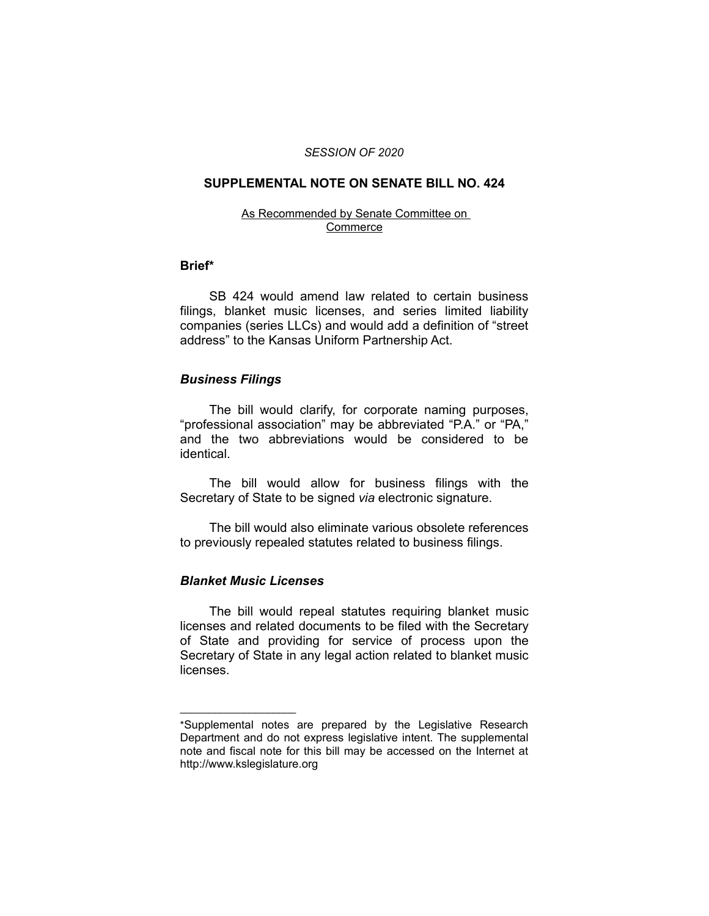*SESSION OF 2020*

## SUPPLEMENTAL NOTE ON SENATE BILL NO. 424

As Recommended by Senate Committee on Commerce

### Brief*

SB 424 would amend law related to certain business filings, blanket music licenses, and series limited liability companies (series LLCs) and would add a definition of "street address" to the Kansas Uniform Partnership Act.

### *Business Filings*

The bill would clarify, for corporate naming purposes, "professional association" may be abbreviated "P.A." or "PA," and the two abbreviations would be considered to be identical.

The bill would allow for business filings with the Secretary of State to be signed *via* electronic signature.

The bill would also eliminate various obsolete references to previously repealed statutes related to business filings.

### *Blanket Music Licenses*

The bill would repeal statutes requiring blanket music licenses and related documents to be filed with the Secretary of State and providing for service of process upon the Secretary of State in any legal action related to blanket music licenses.

____________________

*Supplemental notes are prepared by the Legislative Research Department and do not express legislative intent. The supplemental note and fiscal note for this bill may be accessed on the Internet at http://www.kslegislature.org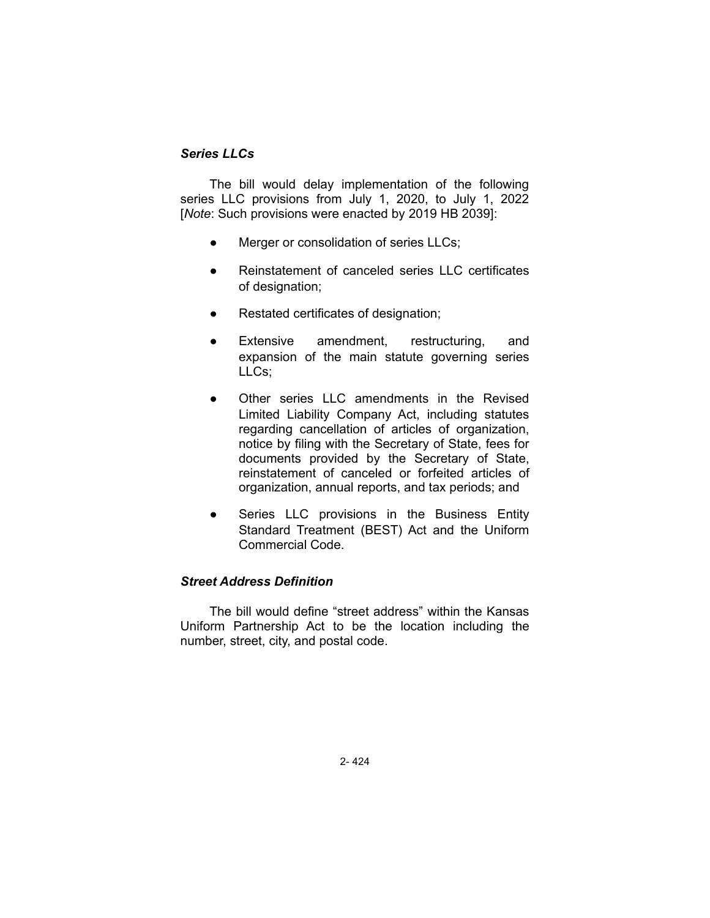### *Series LLCs*

The bill would delay implementation of the following series LLC provisions from July 1, 2020, to July 1, 2022 [*Note*: Such provisions were enacted by 2019 HB 2039]:

- Merger or consolidation of series LLCs;
- Reinstatement of canceled series LLC certificates of designation;
- Restated certificates of designation;
- Extensive amendment, restructuring, and expansion of the main statute governing series LLCs;
- Other series LLC amendments in the Revised Limited Liability Company Act, including statutes regarding cancellation of articles of organization, notice by filing with the Secretary of State, fees for documents provided by the Secretary of State, reinstatement of canceled or forfeited articles of organization, annual reports, and tax periods; and
- Series LLC provisions in the Business Entity Standard Treatment (BEST) Act and the Uniform Commercial Code.

### *Street Address Definition*

The bill would define "street address" within the Kansas Uniform Partnership Act to be the location including the number, street, city, and postal code.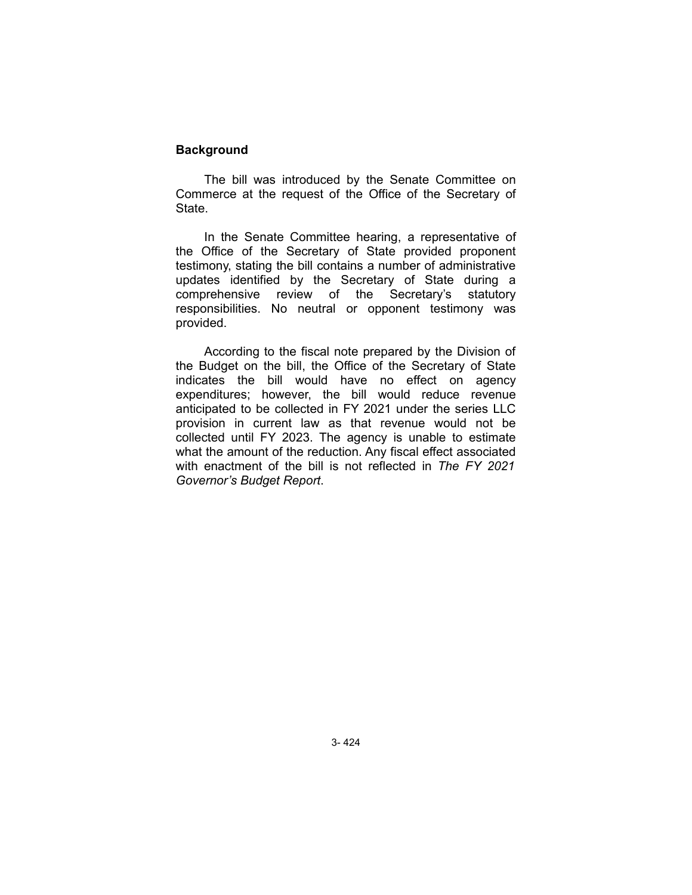**Background**

The bill was introduced by the Senate Committee on Commerce at the request of the Office of the Secretary of State.

In the Senate Committee hearing, a representative of the Office of the Secretary of State provided proponent testimony, stating the bill contains a number of administrative updates identified by the Secretary of State during a comprehensive review of the Secretary's statutory responsibilities. No neutral or opponent testimony was provided.

According to the fiscal note prepared by the Division of the Budget on the bill, the Office of the Secretary of State indicates the bill would have no effect on agency expenditures; however, the bill would reduce revenue anticipated to be collected in FY 2021 under the series LLC provision in current law as that revenue would not be collected until FY 2023. The agency is unable to estimate what the amount of the reduction. Any fiscal effect associated with enactment of the bill is not reflected in *The FY 2021 Governor's Budget Report*.